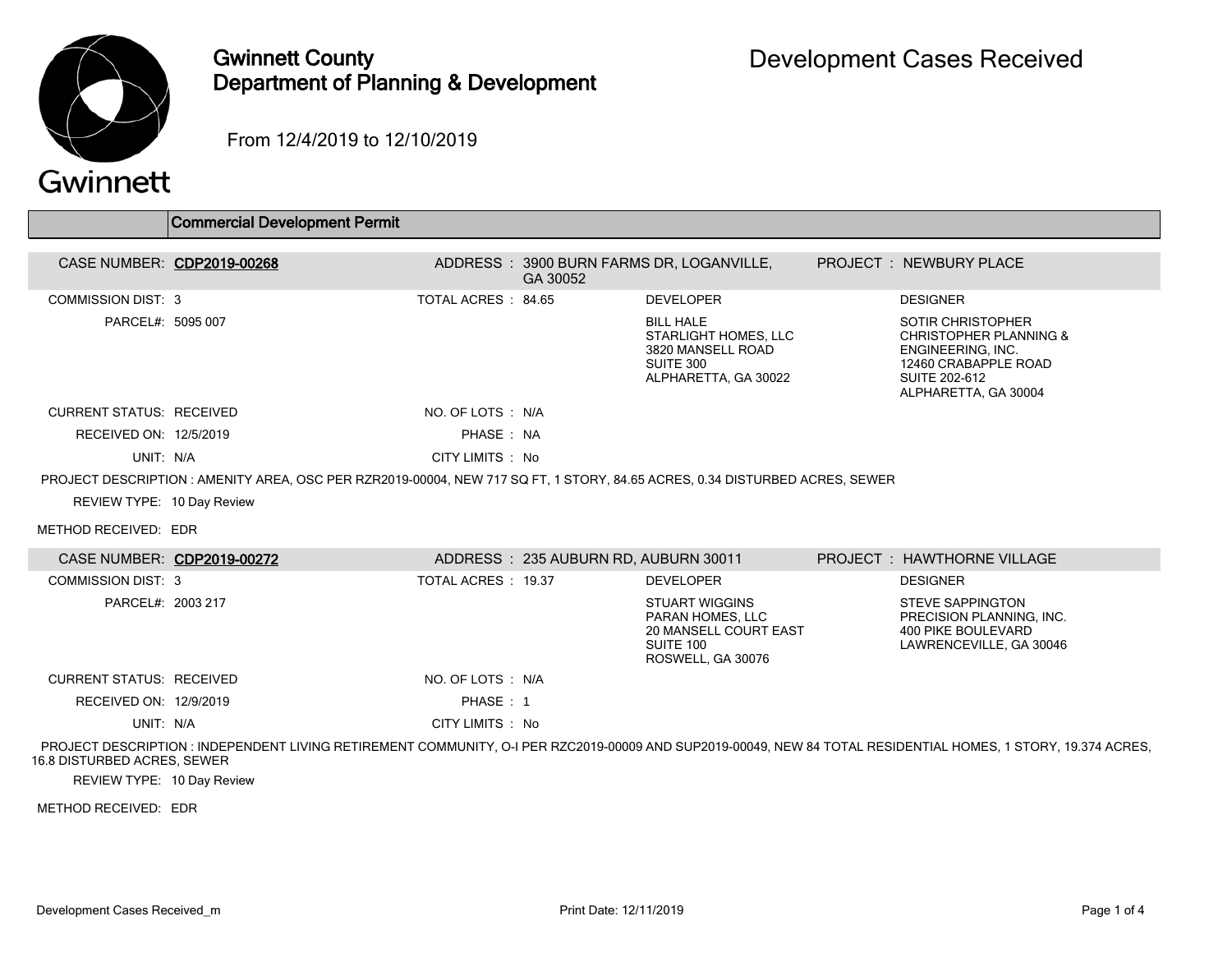# Gwinnett County Department of Planning & Development

## Development Cases Received

From 12/4/2019 to 12/10/2019

## Commercial Development Permit

**CASE NUMBER:** CDP2019-00268
**ADDRESS :** 3900 BURN FARMS DR, LOGANVILLE, GA 30052
**PROJECT :** NEWBURY PLACE

COMMISSION DIST: 3
TOTAL ACRES : 84.65
PARCEL#: 5095 007

**DEVELOPER**
BILL HALE
STARLIGHT HOMES, LLC
3820 MANSELL ROAD
SUITE 300
ALPHARETTA, GA 30022

**DESIGNER**
SOTIR CHRISTOPHER
CHRISTOPHER PLANNING & ENGINEERING, INC.
12460 CRABAPPLE ROAD
SUITE 202-612
ALPHARETTA, GA 30004

CURRENT STATUS: RECEIVED
NO. OF LOTS : N/A
RECEIVED ON: 12/5/2019
PHASE : NA
UNIT: N/A
CITY LIMITS : No

PROJECT DESCRIPTION : AMENITY AREA, OSC PER RZR2019-00004, NEW 717 SQ FT, 1 STORY, 84.65 ACRES, 0.34 DISTURBED ACRES, SEWER

REVIEW TYPE: 10 Day Review

METHOD RECEIVED: EDR

**CASE NUMBER:** CDP2019-00272
**ADDRESS :** 235 AUBURN RD, AUBURN 30011
**PROJECT :** HAWTHORNE VILLAGE

COMMISSION DIST: 3
TOTAL ACRES : 19.37
PARCEL#: 2003 217

**DEVELOPER**
STUART WIGGINS
PARAN HOMES, LLC
20 MANSELL COURT EAST
SUITE 100
ROSWELL, GA 30076

**DESIGNER**
STEVE SAPPINGTON
PRECISION PLANNING, INC.
400 PIKE BOULEVARD
LAWRENCEVILLE, GA 30046

CURRENT STATUS: RECEIVED
NO. OF LOTS : N/A
RECEIVED ON: 12/9/2019
PHASE : 1
UNIT: N/A
CITY LIMITS : No

PROJECT DESCRIPTION : INDEPENDENT LIVING RETIREMENT COMMUNITY, O-I PER RZC2019-00009 AND SUP2019-00049, NEW 84 TOTAL RESIDENTIAL HOMES, 1 STORY, 19.374 ACRES, 16.8 DISTURBED ACRES, SEWER

REVIEW TYPE: 10 Day Review

METHOD RECEIVED: EDR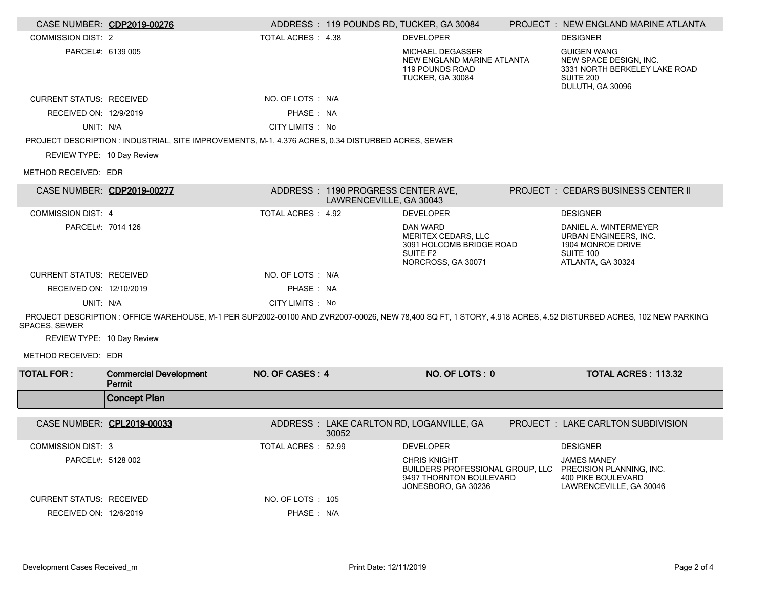**CASE NUMBER: CDP2019-00276** | ADDRESS : 119 POUNDS RD, TUCKER, GA 30084 | PROJECT : NEW ENGLAND MARINE ATLANTA

COMMISSION DIST: 2
TOTAL ACRES : 4.38
PARCEL#: 6139 005

DEVELOPER
MICHAEL DEGASSER
NEW ENGLAND MARINE ATLANTA
119 POUNDS ROAD
TUCKER, GA 30084

DESIGNER
GUIGEN WANG
NEW SPACE DESIGN, INC.
3331 NORTH BERKELEY LAKE ROAD
SUITE 200
DULUTH, GA 30096

CURRENT STATUS: RECEIVED
NO. OF LOTS : N/A
RECEIVED ON: 12/9/2019
PHASE : NA
UNIT: N/A
CITY LIMITS : No

PROJECT DESCRIPTION : INDUSTRIAL, SITE IMPROVEMENTS, M-1, 4.376 ACRES, 0.34 DISTURBED ACRES, SEWER

REVIEW TYPE: 10 Day Review

METHOD RECEIVED: EDR

**CASE NUMBER: CDP2019-00277** | ADDRESS : 1190 PROGRESS CENTER AVE, LAWRENCEVILLE, GA 30043 | PROJECT : CEDARS BUSINESS CENTER II

COMMISSION DIST: 4
TOTAL ACRES : 4.92
PARCEL#: 7014 126

DEVELOPER
DAN WARD
MERITEX CEDARS, LLC
3091 HOLCOMB BRIDGE ROAD
SUITE F2
NORCROSS, GA 30071

DESIGNER
DANIEL A. WINTERMEYER
URBAN ENGINEERS, INC.
1904 MONROE DRIVE
SUITE 100
ATLANTA, GA 30324

CURRENT STATUS: RECEIVED
NO. OF LOTS : N/A
RECEIVED ON: 12/10/2019
PHASE : NA
UNIT: N/A
CITY LIMITS : No

PROJECT DESCRIPTION : OFFICE WAREHOUSE, M-1 PER SUP2002-00100 AND ZVR2007-00026, NEW 78,400 SQ FT, 1 STORY, 4.918 ACRES, 4.52 DISTURBED ACRES, 102 NEW PARKING SPACES, SEWER

REVIEW TYPE: 10 Day Review

METHOD RECEIVED: EDR

| TOTAL FOR : | Commercial Development Permit | NO. OF CASES : 4 | NO. OF LOTS : 0 | TOTAL ACRES : 113.32 |
|---|---|---|---|---|

## Concept Plan

**CASE NUMBER: CPL2019-00033** | ADDRESS : LAKE CARLTON RD, LOGANVILLE, GA 30052 | PROJECT : LAKE CARLTON SUBDIVISION

COMMISSION DIST: 3
TOTAL ACRES : 52.99
PARCEL#: 5128 002

DEVELOPER
CHRIS KNIGHT
BUILDERS PROFESSIONAL GROUP, LLC
9497 THORNTON BOULEVARD
JONESBORO, GA 30236

DESIGNER
JAMES MANEY
PRECISION PLANNING, INC.
400 PIKE BOULEVARD
LAWRENCEVILLE, GA 30046

CURRENT STATUS: RECEIVED
NO. OF LOTS : 105
RECEIVED ON: 12/6/2019
PHASE : N/A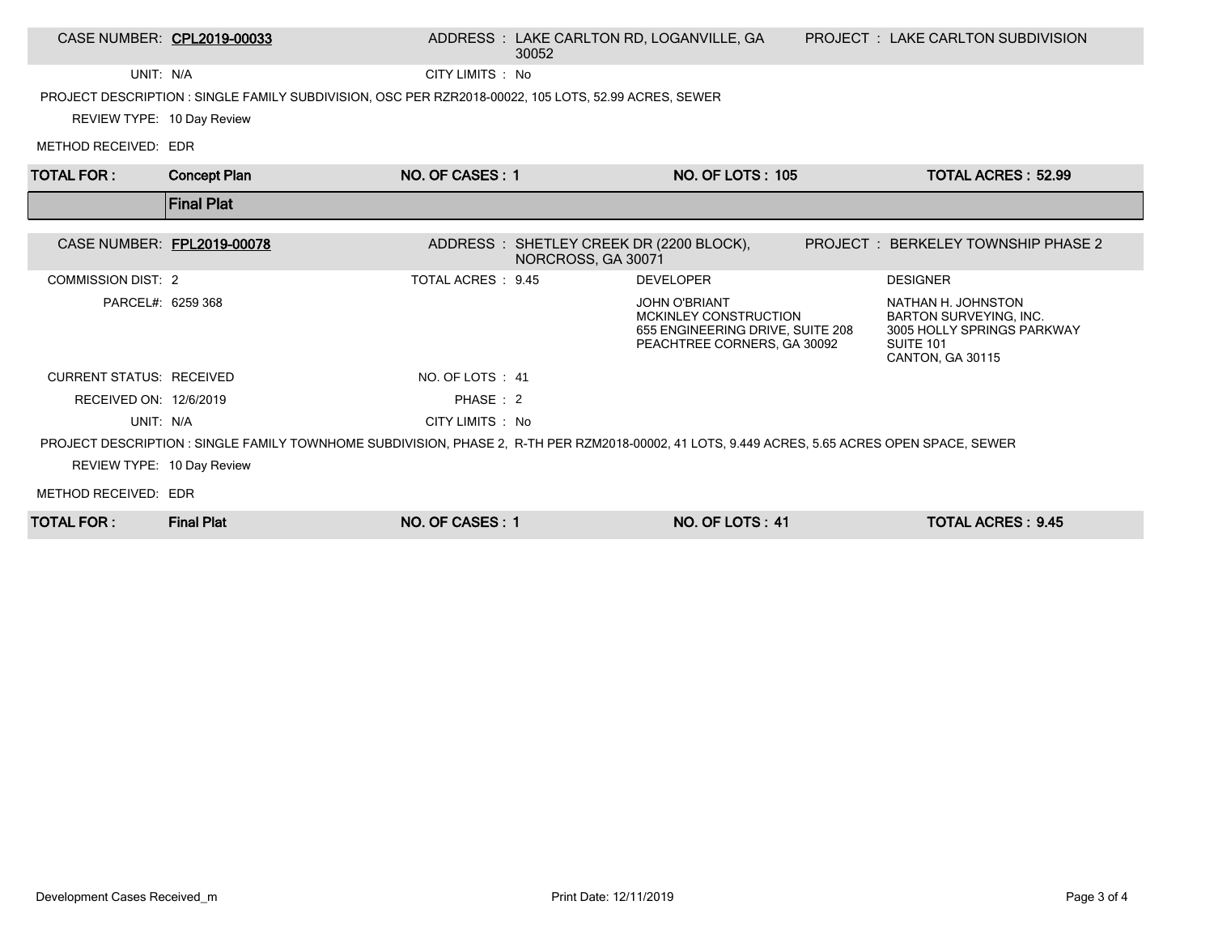CASE NUMBER: **CPL2019-00033** | ADDRESS : LAKE CARLTON RD, LOGANVILLE, GA 30052 | PROJECT : LAKE CARLTON SUBDIVISION

UNIT: N/A | CITY LIMITS : No

PROJECT DESCRIPTION : SINGLE FAMILY SUBDIVISION, OSC PER RZR2018-00022, 105 LOTS, 52.99 ACRES, SEWER

REVIEW TYPE: 10 Day Review

METHOD RECEIVED: EDR

| TOTAL FOR : | Concept Plan | NO. OF CASES : 1 | NO. OF LOTS : 105 | TOTAL ACRES : 52.99 |
|---|---|---|---|---|

## Final Plat

CASE NUMBER: **FPL2019-00078** | ADDRESS : SHETLEY CREEK DR (2200 BLOCK), NORCROSS, GA 30071 | PROJECT : BERKELEY TOWNSHIP PHASE 2

| | | | |
|---|---|---|---|
| COMMISSION DIST: 2 | TOTAL ACRES : 9.45 | DEVELOPER | DESIGNER |
| PARCEL#: 6259 368 | | JOHN O'BRIANT<br>MCKINLEY CONSTRUCTION<br>655 ENGINEERING DRIVE, SUITE 208<br>PEACHTREE CORNERS, GA 30092 | NATHAN H. JOHNSTON<br>BARTON SURVEYING, INC.<br>3005 HOLLY SPRINGS PARKWAY<br>SUITE 101<br>CANTON, GA 30115 |
| CURRENT STATUS: RECEIVED | NO. OF LOTS : 41 | | |
| RECEIVED ON: 12/6/2019 | PHASE : 2 | | |
| UNIT: N/A | CITY LIMITS : No | | |

PROJECT DESCRIPTION : SINGLE FAMILY TOWNHOME SUBDIVISION, PHASE 2, R-TH PER RZM2018-00002, 41 LOTS, 9.449 ACRES, 5.65 ACRES OPEN SPACE, SEWER

REVIEW TYPE: 10 Day Review

METHOD RECEIVED: EDR

| TOTAL FOR : | Final Plat | NO. OF CASES : 1 | NO. OF LOTS : 41 | TOTAL ACRES : 9.45 |
|---|---|---|---|---|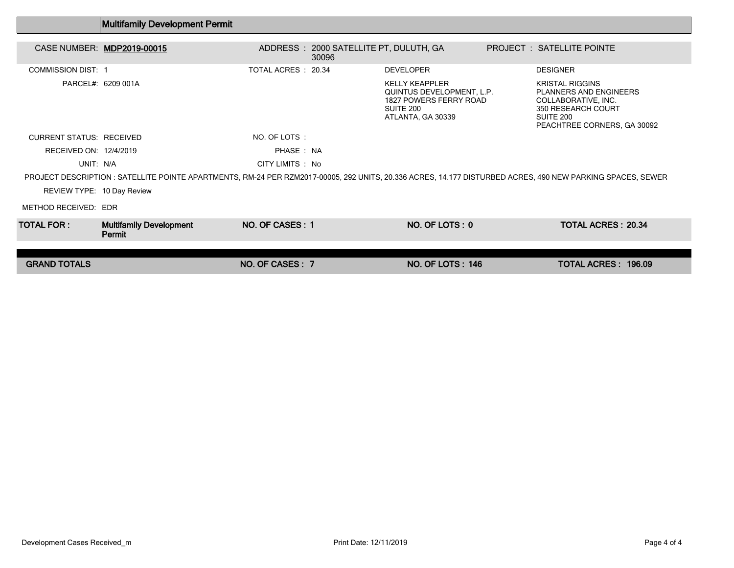## Multifamily Development Permit

| | | | | | |
|---|---|---|---|---|---|
| CASE NUMBER: | **MDP2019-00015** | ADDRESS : | 2000 SATELLITE PT, DULUTH, GA 30096 | PROJECT : | SATELLITE POINTE |
| COMMISSION DIST: | 1 | TOTAL ACRES : | 20.34 | DEVELOPER | DESIGNER |
| PARCEL#: | 6209 001A | | | KELLY KEAPPLER<br>QUINTUS DEVELOPMENT, L.P.<br>1827 POWERS FERRY ROAD<br>SUITE 200<br>ATLANTA, GA 30339 | KRISTAL RIGGINS<br>PLANNERS AND ENGINEERS COLLABORATIVE, INC.<br>350 RESEARCH COURT<br>SUITE 200<br>PEACHTREE CORNERS, GA 30092 |
| CURRENT STATUS: | RECEIVED | NO. OF LOTS : | | | |
| RECEIVED ON: | 12/4/2019 | PHASE : | NA | | |
| UNIT: | N/A | CITY LIMITS : | No | | |

PROJECT DESCRIPTION : SATELLITE POINTE APARTMENTS, RM-24 PER RZM2017-00005, 292 UNITS, 20.336 ACRES, 14.177 DISTURBED ACRES, 490 NEW PARKING SPACES, SEWER

REVIEW TYPE: 10 Day Review

METHOD RECEIVED: EDR

| | | | | |
|---|---|---|---|---|
| **TOTAL FOR :** | **Multifamily Development Permit** | **NO. OF CASES : 1** | **NO. OF LOTS : 0** | **TOTAL ACRES : 20.34** |
| **GRAND TOTALS** | | **NO. OF CASES : 7** | **NO. OF LOTS : 146** | **TOTAL ACRES : 196.09** |

Development Cases Received_m

Print Date: 12/11/2019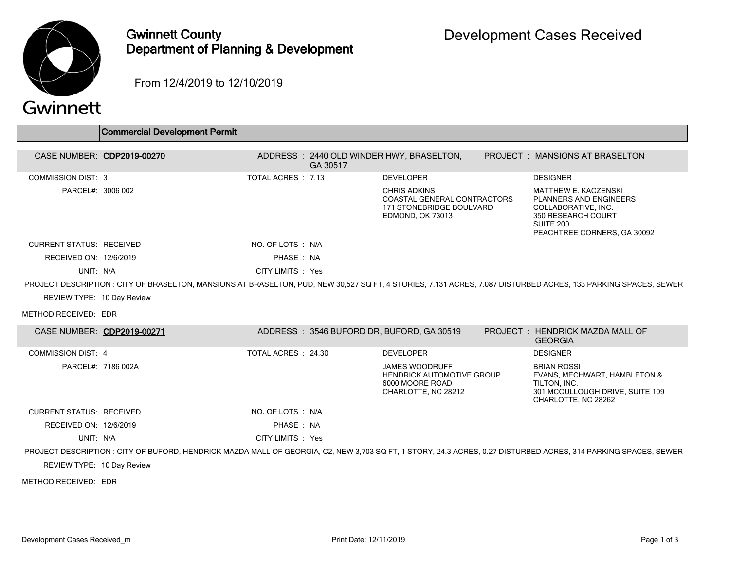# Gwinnett County
# Department of Planning & Development

# Development Cases Received

From 12/4/2019 to 12/10/2019

## Commercial Development Permit

| | | | |
|---|---|---|---|
| CASE NUMBER: **CDP2019-00270** | ADDRESS : 2440 OLD WINDER HWY, BRASELTON, GA 30517 | | PROJECT : MANSIONS AT BRASELTON |
| COMMISSION DIST: 3 | TOTAL ACRES : 7.13 | DEVELOPER | DESIGNER |
| PARCEL#: 3006 002 | | CHRIS ADKINS<br>COASTAL GENERAL CONTRACTORS<br>171 STONEBRIDGE BOULVARD<br>EDMOND, OK 73013 | MATTHEW E. KACZENSKI<br>PLANNERS AND ENGINEERS COLLABORATIVE, INC.<br>350 RESEARCH COURT<br>SUITE 200<br>PEACHTREE CORNERS, GA 30092 |
| CURRENT STATUS: RECEIVED | NO. OF LOTS : N/A | | |
| RECEIVED ON: 12/6/2019 | PHASE : NA | | |
| UNIT: N/A | CITY LIMITS : Yes | | |

PROJECT DESCRIPTION : CITY OF BRASELTON, MANSIONS AT BRASELTON, PUD, NEW 30,527 SQ FT, 4 STORIES, 7.131 ACRES, 7.087 DISTURBED ACRES, 133 PARKING SPACES, SEWER

REVIEW TYPE: 10 Day Review

METHOD RECEIVED: EDR

| | | | |
|---|---|---|---|
| CASE NUMBER: **CDP2019-00271** | ADDRESS : 3546 BUFORD DR, BUFORD, GA 30519 | | PROJECT : HENDRICK MAZDA MALL OF GEORGIA |
| COMMISSION DIST: 4 | TOTAL ACRES : 24.30 | DEVELOPER | DESIGNER |
| PARCEL#: 7186 002A | | JAMES WOODRUFF<br>HENDRICK AUTOMOTIVE GROUP<br>6000 MOORE ROAD<br>CHARLOTTE, NC 28212 | BRIAN ROSSI<br>EVANS, MECHWART, HAMBLETON & TILTON, INC.<br>301 MCCULLOUGH DRIVE, SUITE 109<br>CHARLOTTE, NC 28262 |
| CURRENT STATUS: RECEIVED | NO. OF LOTS : N/A | | |
| RECEIVED ON: 12/6/2019 | PHASE : NA | | |
| UNIT: N/A | CITY LIMITS : Yes | | |

PROJECT DESCRIPTION : CITY OF BUFORD, HENDRICK MAZDA MALL OF GEORGIA, C2, NEW 3,703 SQ FT, 1 STORY, 24.3 ACRES, 0.27 DISTURBED ACRES, 314 PARKING SPACES, SEWER

REVIEW TYPE: 10 Day Review

METHOD RECEIVED: EDR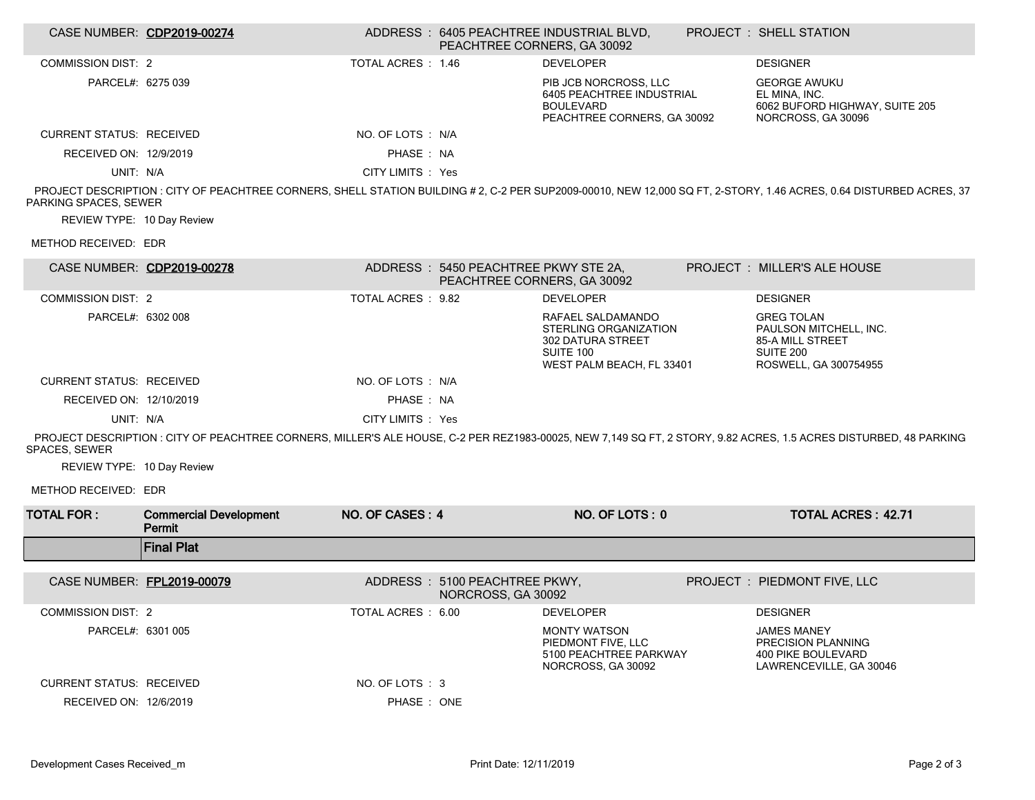| CASE NUMBER: | CDP2019-00274 | ADDRESS : | 6405 PEACHTREE INDUSTRIAL BLVD, PEACHTREE CORNERS, GA 30092 | PROJECT : | SHELL STATION |
|---|---|---|---|---|---|
| COMMISSION DIST: | 2 | TOTAL ACRES : | 1.46 | DEVELOPER | DESIGNER |
| PARCEL#: | 6275 039 | | | PIB JCB NORCROSS, LLC 6405 PEACHTREE INDUSTRIAL BOULEVARD PEACHTREE CORNERS, GA 30092 | GEORGE AWUKU EL MINA, INC. 6062 BUFORD HIGHWAY, SUITE 205 NORCROSS, GA 30096 |
| CURRENT STATUS: | RECEIVED | NO. OF LOTS : | N/A | | |
| RECEIVED ON: | 12/9/2019 | PHASE : | NA | | |
| UNIT: | N/A | CITY LIMITS : | Yes | | |

PROJECT DESCRIPTION : CITY OF PEACHTREE CORNERS, SHELL STATION BUILDING # 2, C-2 PER SUP2009-00010, NEW 12,000 SQ FT, 2-STORY, 1.46 ACRES, 0.64 DISTURBED ACRES, 37 PARKING SPACES, SEWER

REVIEW TYPE: 10 Day Review

METHOD RECEIVED: EDR

| CASE NUMBER: | CDP2019-00278 | ADDRESS : | 5450 PEACHTREE PKWY STE 2A, PEACHTREE CORNERS, GA 30092 | PROJECT : | MILLER'S ALE HOUSE |
|---|---|---|---|---|---|
| COMMISSION DIST: | 2 | TOTAL ACRES : | 9.82 | DEVELOPER | DESIGNER |
| PARCEL#: | 6302 008 | | | RAFAEL SALDAMANDO STERLING ORGANIZATION 302 DATURA STREET SUITE 100 WEST PALM BEACH, FL 33401 | GREG TOLAN PAULSON MITCHELL, INC. 85-A MILL STREET SUITE 200 ROSWELL, GA 300754955 |
| CURRENT STATUS: | RECEIVED | NO. OF LOTS : | N/A | | |
| RECEIVED ON: | 12/10/2019 | PHASE : | NA | | |
| UNIT: | N/A | CITY LIMITS : | Yes | | |

PROJECT DESCRIPTION : CITY OF PEACHTREE CORNERS, MILLER'S ALE HOUSE, C-2 PER REZ1983-00025, NEW 7,149 SQ FT, 2 STORY, 9.82 ACRES, 1.5 ACRES DISTURBED, 48 PARKING SPACES, SEWER

REVIEW TYPE: 10 Day Review

METHOD RECEIVED: EDR

| **TOTAL FOR :** | **Commercial Development Permit** | **NO. OF CASES : 4** | **NO. OF LOTS : 0** | **TOTAL ACRES : 42.71** |
|---|---|---|---|---|

## Final Plat

| CASE NUMBER: | FPL2019-00079 | ADDRESS : | 5100 PEACHTREE PKWY, NORCROSS, GA 30092 | PROJECT : | PIEDMONT FIVE, LLC |
|---|---|---|---|---|---|
| COMMISSION DIST: | 2 | TOTAL ACRES : | 6.00 | DEVELOPER | DESIGNER |
| PARCEL#: | 6301 005 | | | MONTY WATSON PIEDMONT FIVE, LLC 5100 PEACHTREE PARKWAY NORCROSS, GA 30092 | JAMES MANEY PRECISION PLANNING 400 PIKE BOULEVARD LAWRENCEVILLE, GA 30046 |
| CURRENT STATUS: | RECEIVED | NO. OF LOTS : | 3 | | |
| RECEIVED ON: | 12/6/2019 | PHASE : | ONE | | |

Development Cases Received_m

Print Date: 12/11/2019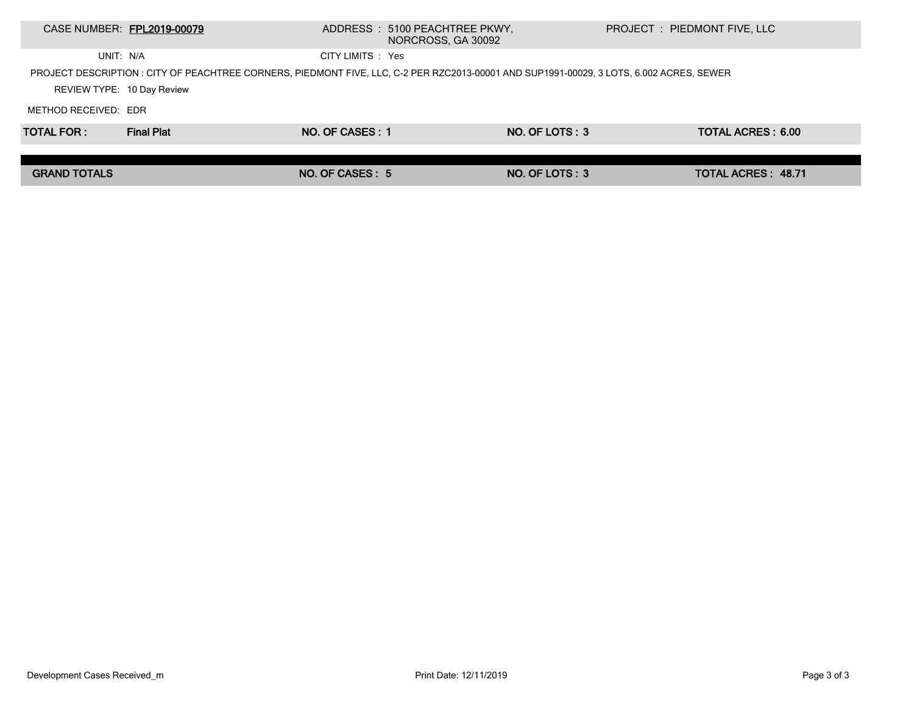CASE NUMBER: **FPL2019-00079** ADDRESS : 5100 PEACHTREE PKWY, NORCROSS, GA 30092 PROJECT : PIEDMONT FIVE, LLC

UNIT: N/A CITY LIMITS : Yes

PROJECT DESCRIPTION : CITY OF PEACHTREE CORNERS, PIEDMONT FIVE, LLC, C-2 PER RZC2013-00001 AND SUP1991-00029, 3 LOTS, 6.002 ACRES, SEWER

REVIEW TYPE: 10 Day Review

METHOD RECEIVED: EDR

| | | | | |
|---|---|---|---|---|
| **TOTAL FOR :** | **Final Plat** | **NO. OF CASES : 1** | **NO. OF LOTS : 3** | **TOTAL ACRES : 6.00** |
| **GRAND TOTALS** | | **NO. OF CASES : 5** | **NO. OF LOTS : 3** | **TOTAL ACRES : 48.71** |

Development Cases Received_m Print Date: 12/11/2019